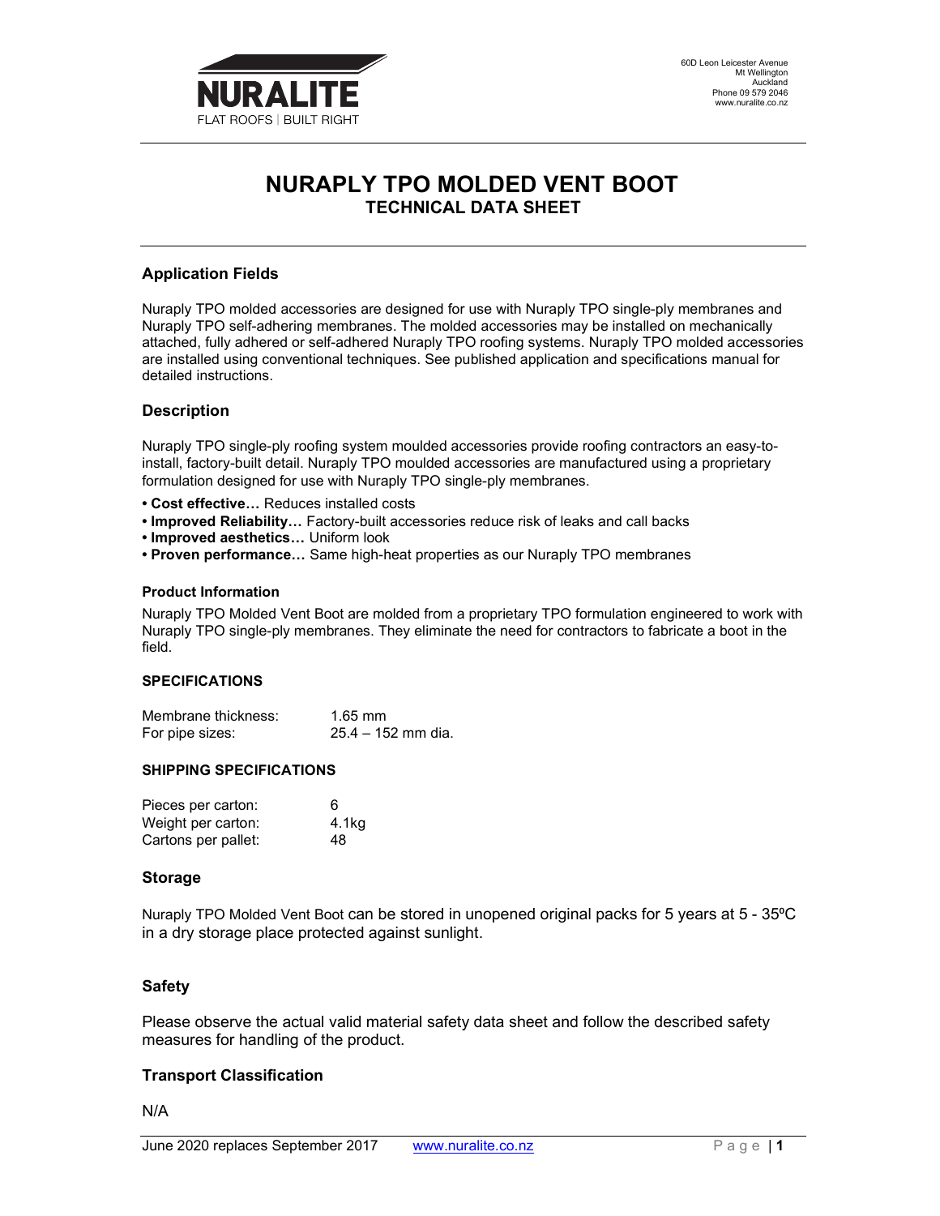NURALITE

FLAT ROOFS | BUILT RIGHT

60D Leon Leicester Avenue
Mt Wellington
Auckland
Phone 09 579 2046
www.nuralite.co.nz

# NURAPLY TPO MOLDED VENT BOOT
## TECHNICAL DATA SHEET

### Application Fields

Nuraply TPO molded accessories are designed for use with Nuraply TPO single-ply membranes and Nuraply TPO self-adhering membranes. The molded accessories may be installed on mechanically attached, fully adhered or self-adhered Nuraply TPO roofing systems. Nuraply TPO molded accessories are installed using conventional techniques. See published application and specifications manual for detailed instructions.

### Description

Nuraply TPO single-ply roofing system moulded accessories provide roofing contractors an easy-to-install, factory-built detail. Nuraply TPO moulded accessories are manufactured using a proprietary formulation designed for use with Nuraply TPO single-ply membranes.

- **Cost effective…** Reduces installed costs
- **Improved Reliability…** Factory-built accessories reduce risk of leaks and call backs
- **Improved aesthetics…** Uniform look
- **Proven performance…** Same high-heat properties as our Nuraply TPO membranes

#### Product Information

Nuraply TPO Molded Vent Boot are molded from a proprietary TPO formulation engineered to work with Nuraply TPO single-ply membranes. They eliminate the need for contractors to fabricate a boot in the field.

#### SPECIFICATIONS

| | |
|---|---|
| Membrane thickness: | 1.65 mm |
| For pipe sizes: | 25.4 – 152 mm dia. |

#### SHIPPING SPECIFICATIONS

| | |
|---|---|
| Pieces per carton: | 6 |
| Weight per carton: | 4.1kg |
| Cartons per pallet: | 48 |

### Storage

Nuraply TPO Molded Vent Boot can be stored in unopened original packs for 5 years at 5 - 35ºC in a dry storage place protected against sunlight.

### Safety

Please observe the actual valid material safety data sheet and follow the described safety measures for handling of the product.

### Transport Classification

N/A

June 2020 replaces September 2017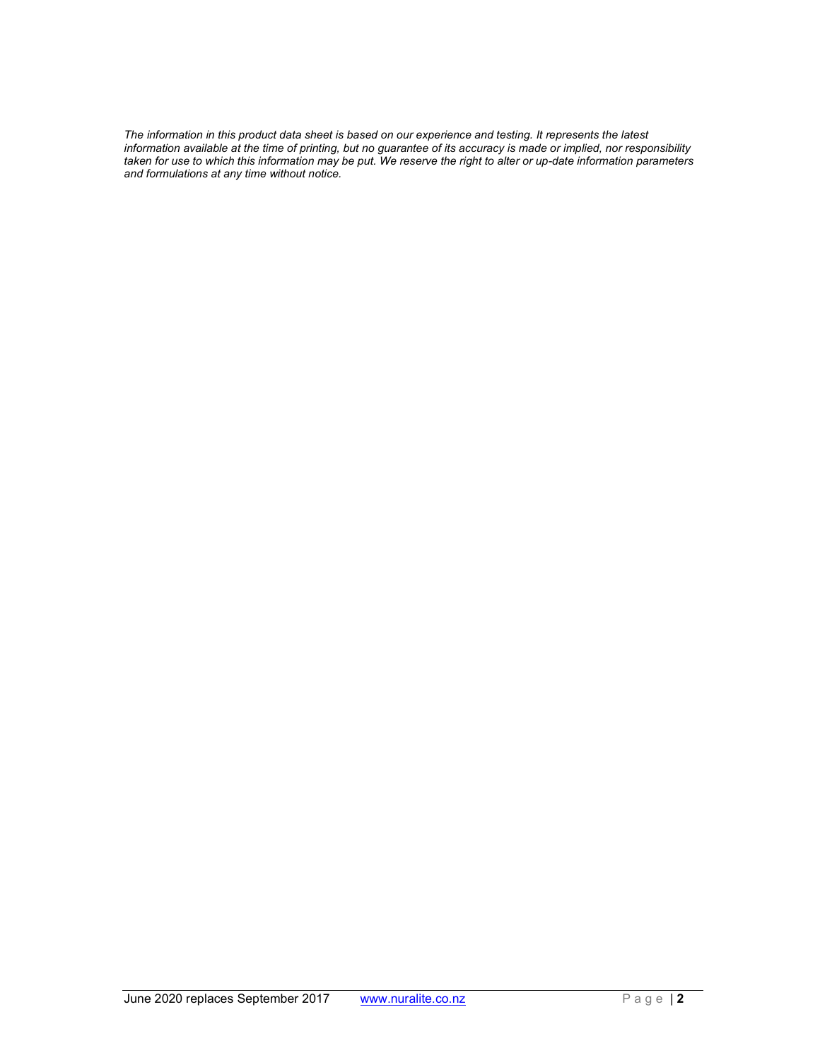*The information in this product data sheet is based on our experience and testing. It represents the latest information available at the time of printing, but no guarantee of its accuracy is made or implied, nor responsibility taken for use to which this information may be put. We reserve the right to alter or up-date information parameters and formulations at any time without notice.*